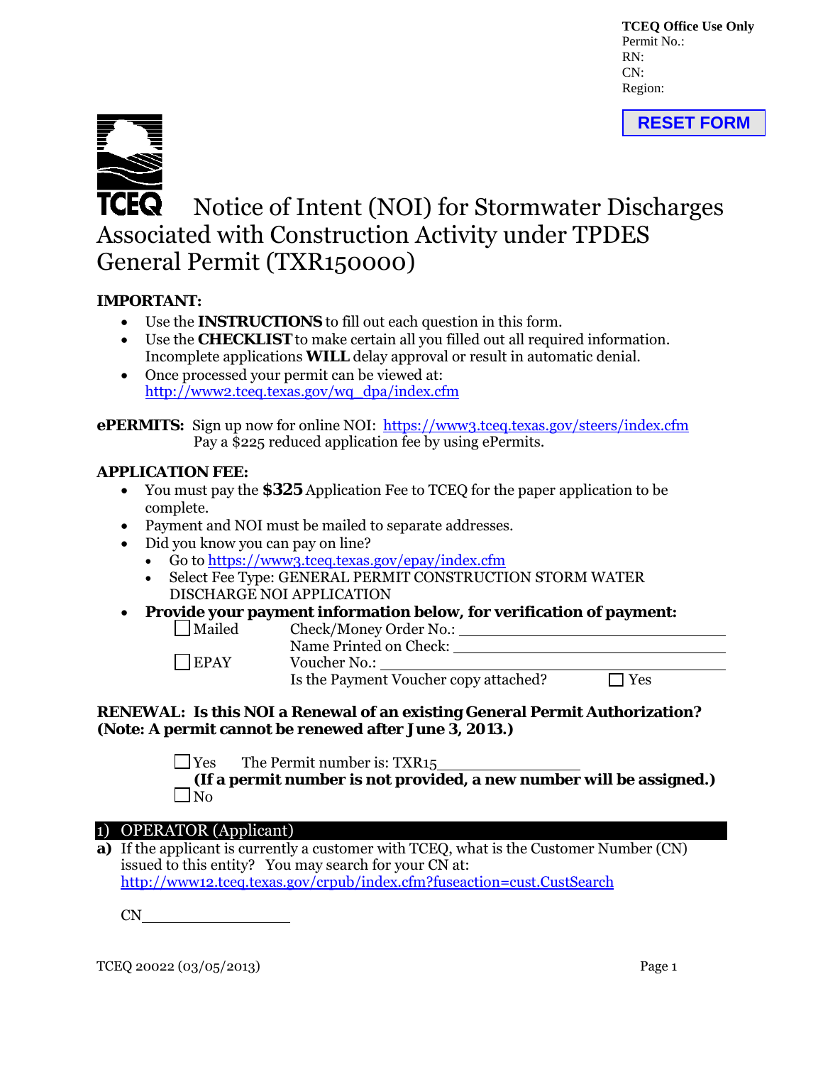**TCEQ Office Use Only**
Permit No.:
RN:
CN:
Region:

RESET FORM

# TCEQ Notice of Intent (NOI) for Stormwater Discharges Associated with Construction Activity under TPDES General Permit (TXR150000)

**IMPORTANT:**

- Use the **INSTRUCTIONS** to fill out each question in this form.
- Use the **CHECKLIST** to make certain all you filled out all required information. Incomplete applications **WILL** delay approval or result in automatic denial.
- Once processed your permit can be viewed at: http://www2.tceq.texas.gov/wq_dpa/index.cfm

**ePERMITS:** Sign up now for online NOI: https://www3.tceq.texas.gov/steers/index.cfm
Pay a $225 reduced application fee by using ePermits.

**APPLICATION FEE:**

- You must pay the **$325** Application Fee to TCEQ for the paper application to be complete.
- Payment and NOI must be mailed to separate addresses.
- Did you know you can pay on line?
  - Go to https://www3.tceq.texas.gov/epay/index.cfm
  - Select Fee Type: GENERAL PERMIT CONSTRUCTION STORM WATER DISCHARGE NOI APPLICATION
- **Provide your payment information below, for verification of payment:**

☐ Mailed　　Check/Money Order No.: ____________________
　　　　　　Name Printed on Check: ____________________
☐ EPAY　　Voucher No.: ____________________
　　　　　　Is the Payment Voucher copy attached?　☐ Yes

**RENEWAL: Is this NOI a Renewal of an existing General Permit Authorization? (Note: A permit cannot be renewed after June 3, 2013.)**

☐ Yes　The Permit number is: TXR15__________
**(If a permit number is not provided, a new number will be assigned.)**
☐ No

## 1) OPERATOR (Applicant)

**a)** If the applicant is currently a customer with TCEQ, what is the Customer Number (CN) issued to this entity? You may search for your CN at: http://www12.tceq.texas.gov/crpub/index.cfm?fuseaction=cust.CustSearch

CN__________

TCEQ 20022 (03/05/2013)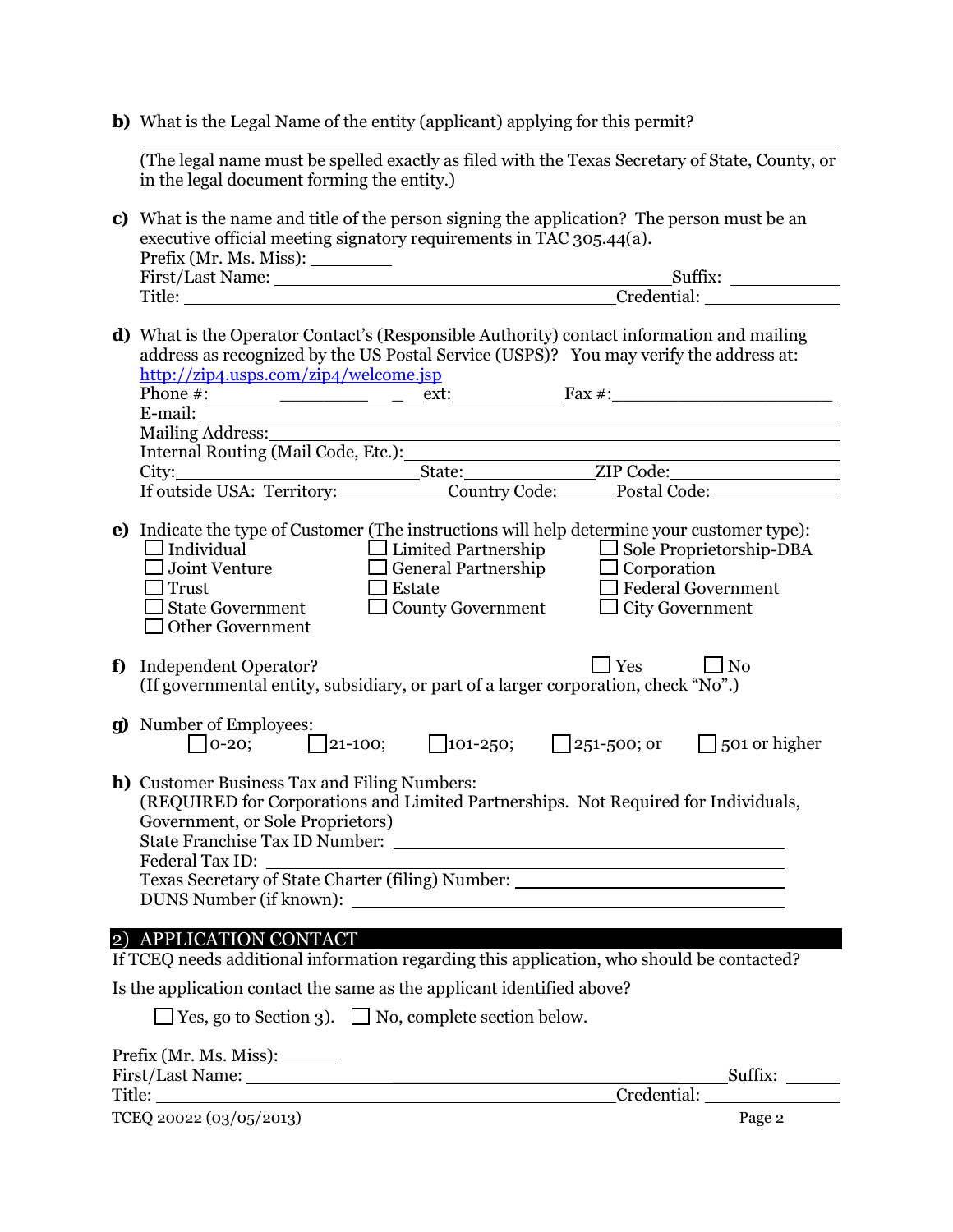**b)** What is the Legal Name of the entity (applicant) applying for this permit?

_______________________________________________

(The legal name must be spelled exactly as filed with the Texas Secretary of State, County, or in the legal document forming the entity.)

**c)** What is the name and title of the person signing the application? The person must be an executive official meeting signatory requirements in TAC 305.44(a).

Prefix (Mr. Ms. Miss): ________

First/Last Name: ________________________________________ Suffix: __________

Title: ________________________________________ Credential: __________

**d)** What is the Operator Contact's (Responsible Authority) contact information and mailing address as recognized by the US Postal Service (USPS)? You may verify the address at: http://zip4.usps.com/zip4/welcome.jsp

Phone #: ________________ ext: __________ Fax #: ____________________

E-mail: ________________________________________

Mailing Address: ________________________________________

Internal Routing (Mail Code, Etc.): ________________________________________

City: ____________________ State: ____________ ZIP Code: ______________

If outside USA: Territory: __________ Country Code: ______ Postal Code: ____________

**e)** Indicate the type of Customer (The instructions will help determine your customer type):

☐ Individual ☐ Limited Partnership ☐ Sole Proprietorship-DBA
☐ Joint Venture ☐ General Partnership ☐ Corporation
☐ Trust ☐ Estate ☐ Federal Government
☐ State Government ☐ County Government ☐ City Government
☐ Other Government

**f)** Independent Operator? ☐ Yes ☐ No
(If governmental entity, subsidiary, or part of a larger corporation, check "No".)

**g)** Number of Employees:
☐ 0-20; ☐ 21-100; ☐ 101-250; ☐ 251-500; or ☐ 501 or higher

**h)** Customer Business Tax and Filing Numbers:
(REQUIRED for Corporations and Limited Partnerships. Not Required for Individuals, Government, or Sole Proprietors)

State Franchise Tax ID Number: ________________________________

Federal Tax ID: ________________________________

Texas Secretary of State Charter (filing) Number: ________________________________

DUNS Number (if known): ________________________________

## 2) APPLICATION CONTACT

If TCEQ needs additional information regarding this application, who should be contacted?

Is the application contact the same as the applicant identified above?

☐ Yes, go to Section 3). ☐ No, complete section below.

Prefix (Mr. Ms. Miss): ________

First/Last Name: ________________________________________ Suffix: ______

Title: ________________________________________ Credential: __________

TCEQ 20022 (03/05/2013)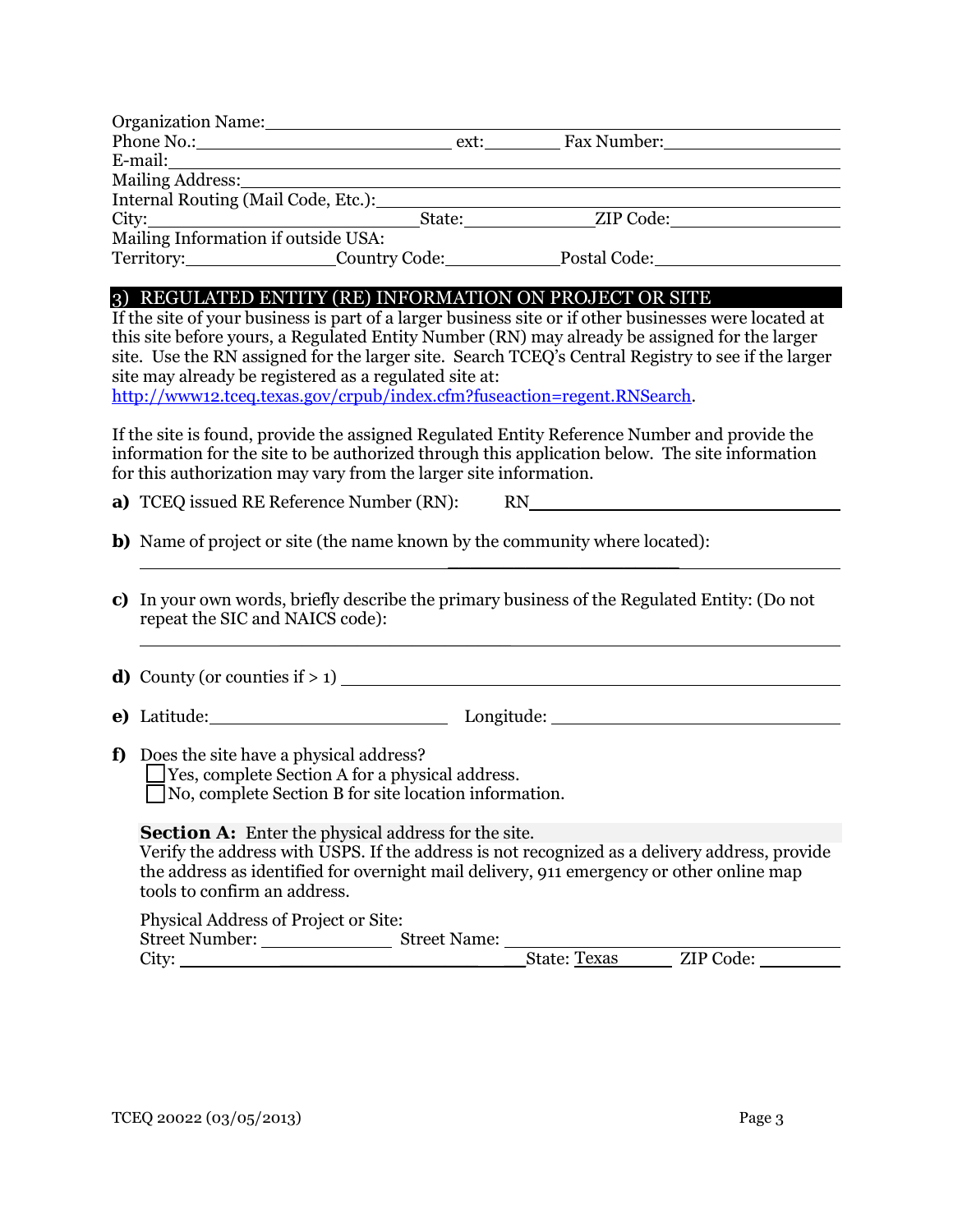Organization Name: \_\_\_\_\_\_\_\_\_\_\_\_\_\_\_\_\_\_\_\_

Phone No.: \_\_\_\_\_\_\_\_\_\_\_\_ ext: \_\_\_\_\_\_ Fax Number: \_\_\_\_\_\_\_\_\_\_\_\_

E-mail: \_\_\_\_\_\_\_\_\_\_\_\_\_\_\_\_\_\_\_\_

Mailing Address: \_\_\_\_\_\_\_\_\_\_\_\_\_\_\_\_\_\_\_\_

Internal Routing (Mail Code, Etc.): \_\_\_\_\_\_\_\_\_\_\_\_\_\_\_\_\_\_\_\_

City: \_\_\_\_\_\_\_\_\_\_\_\_ State: \_\_\_\_\_\_\_\_\_\_\_\_ ZIP Code: \_\_\_\_\_\_\_\_\_\_\_\_

Mailing Information if outside USA:

Territory: \_\_\_\_\_\_\_\_\_\_\_\_ Country Code: \_\_\_\_\_\_\_\_\_\_\_\_ Postal Code: \_\_\_\_\_\_\_\_\_\_\_\_

## 3) REGULATED ENTITY (RE) INFORMATION ON PROJECT OR SITE

If the site of your business is part of a larger business site or if other businesses were located at this site before yours, a Regulated Entity Number (RN) may already be assigned for the larger site. Use the RN assigned for the larger site. Search TCEQ's Central Registry to see if the larger site may already be registered as a regulated site at: http://www12.tceq.texas.gov/crpub/index.cfm?fuseaction=regent.RNSearch.

If the site is found, provide the assigned Regulated Entity Reference Number and provide the information for the site to be authorized through this application below. The site information for this authorization may vary from the larger site information.

**a)** TCEQ issued RE Reference Number (RN): RN \_\_\_\_\_\_\_\_\_\_\_\_\_\_\_\_\_\_\_\_

**b)** Name of project or site (the name known by the community where located):

\_\_\_\_\_\_\_\_\_\_\_\_\_\_\_\_\_\_\_\_

**c)** In your own words, briefly describe the primary business of the Regulated Entity: (Do not repeat the SIC and NAICS code):

\_\_\_\_\_\_\_\_\_\_\_\_\_\_\_\_\_\_\_\_

**d)** County (or counties if > 1) \_\_\_\_\_\_\_\_\_\_\_\_\_\_\_\_\_\_\_\_

**e)** Latitude: \_\_\_\_\_\_\_\_\_\_\_\_ Longitude: \_\_\_\_\_\_\_\_\_\_\_\_

**f)** Does the site have a physical address?

- ☐ Yes, complete Section A for a physical address.
- ☐ No, complete Section B for site location information.

**Section A:** Enter the physical address for the site.

Verify the address with USPS. If the address is not recognized as a delivery address, provide the address as identified for overnight mail delivery, 911 emergency or other online map tools to confirm an address.

Physical Address of Project or Site:

Street Number: \_\_\_\_\_\_\_\_\_\_\_\_ Street Name: \_\_\_\_\_\_\_\_\_\_\_\_

City: \_\_\_\_\_\_\_\_\_\_\_\_ State: Texas ZIP Code: \_\_\_\_\_\_\_\_\_\_\_\_

TCEQ 20022 (03/05/2013)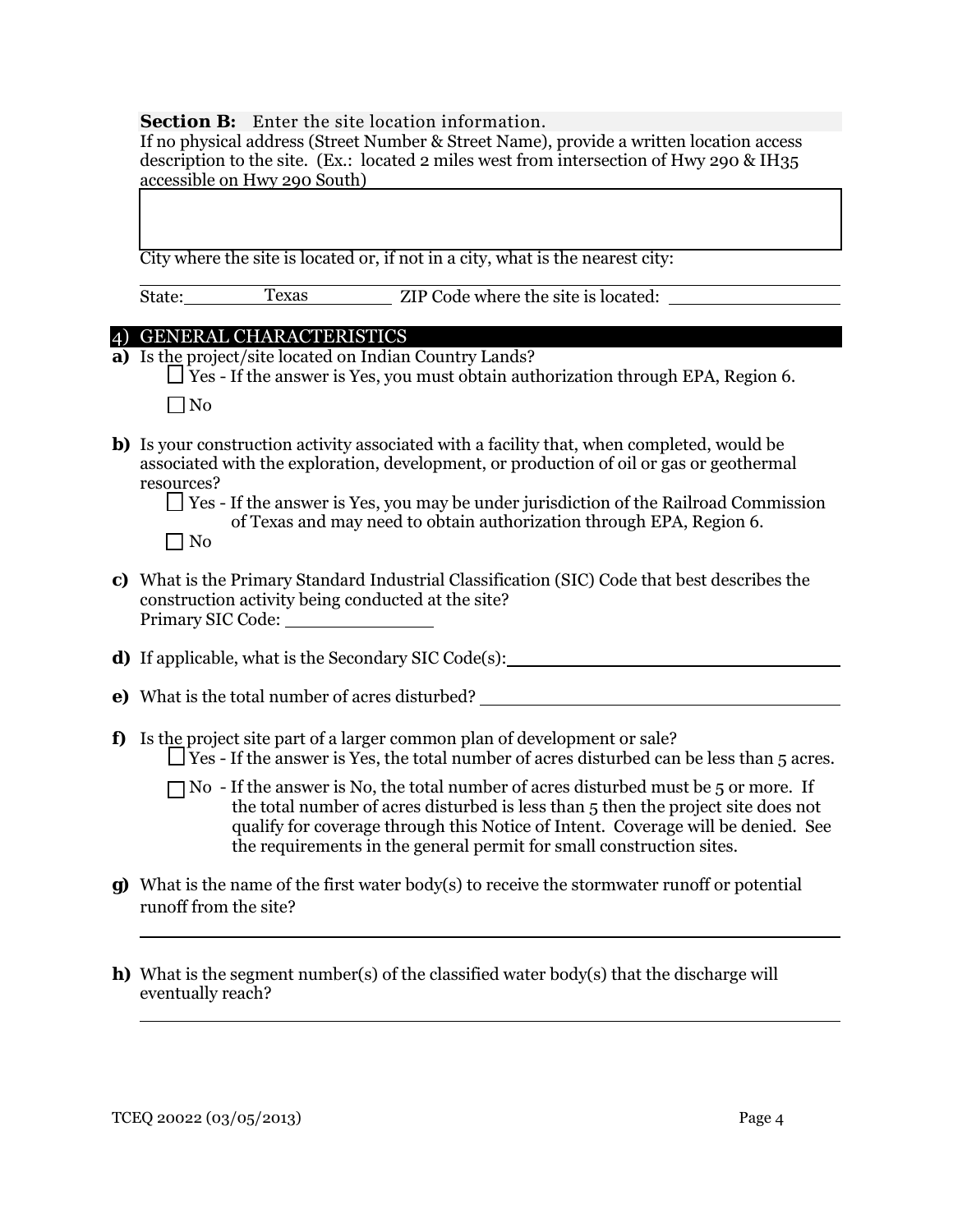**Section B:** Enter the site location information.

If no physical address (Street Number & Street Name), provide a written location access description to the site. (Ex.: located 2 miles west from intersection of Hwy 290 & IH35 accessible on Hwy 290 South)

City where the site is located or, if not in a city, what is the nearest city:

State: Texas ZIP Code where the site is located:

## 4) GENERAL CHARACTERISTICS

**a)** Is the project/site located on Indian Country Lands?

☐ Yes - If the answer is Yes, you must obtain authorization through EPA, Region 6.

☐ No

**b)** Is your construction activity associated with a facility that, when completed, would be associated with the exploration, development, or production of oil or gas or geothermal resources?

☐ Yes - If the answer is Yes, you may be under jurisdiction of the Railroad Commission of Texas and may need to obtain authorization through EPA, Region 6.

☐ No

**c)** What is the Primary Standard Industrial Classification (SIC) Code that best describes the construction activity being conducted at the site?

Primary SIC Code: ______________

**d)** If applicable, what is the Secondary SIC Code(s): ______________

**e)** What is the total number of acres disturbed? ______________

**f)** Is the project site part of a larger common plan of development or sale?

☐ Yes - If the answer is Yes, the total number of acres disturbed can be less than 5 acres.

☐ No - If the answer is No, the total number of acres disturbed must be 5 or more. If the total number of acres disturbed is less than 5 then the project site does not qualify for coverage through this Notice of Intent. Coverage will be denied. See the requirements in the general permit for small construction sites.

**g)** What is the name of the first water body(s) to receive the stormwater runoff or potential runoff from the site?

______________

**h)** What is the segment number(s) of the classified water body(s) that the discharge will eventually reach?

______________

TCEQ 20022 (03/05/2013)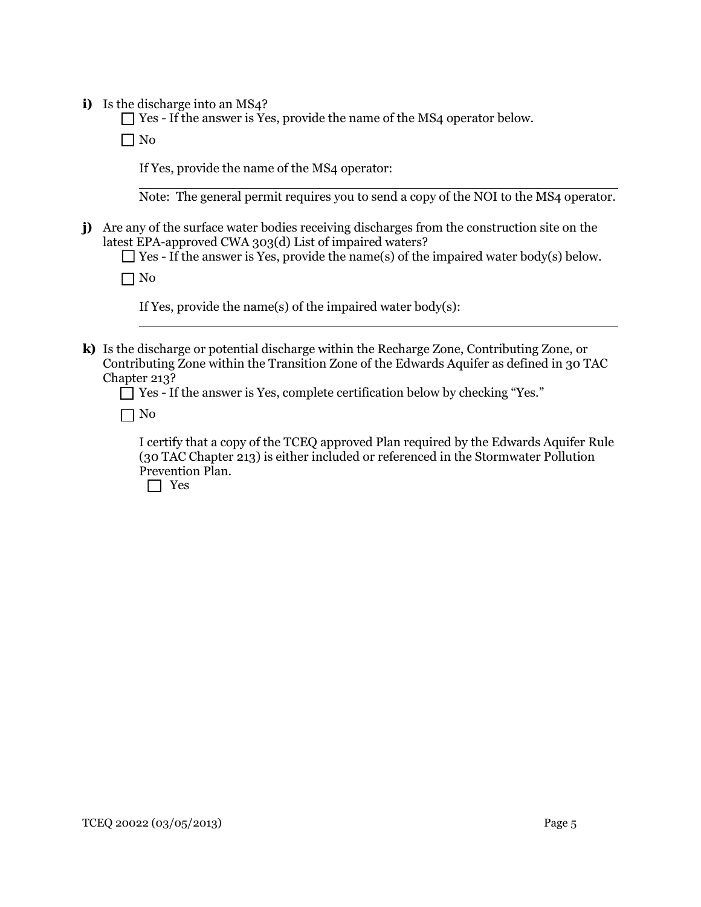**i)** Is the discharge into an MS4?

☐ Yes - If the answer is Yes, provide the name of the MS4 operator below.

☐ No

If Yes, provide the name of the MS4 operator:

\_\_\_\_\_\_\_\_\_\_\_\_\_\_\_\_\_\_\_\_\_\_\_\_\_\_\_\_\_\_\_\_\_\_\_\_\_\_\_\_

Note: The general permit requires you to send a copy of the NOI to the MS4 operator.

**j)** Are any of the surface water bodies receiving discharges from the construction site on the latest EPA-approved CWA 303(d) List of impaired waters?

☐ Yes - If the answer is Yes, provide the name(s) of the impaired water body(s) below.

☐ No

If Yes, provide the name(s) of the impaired water body(s):

\_\_\_\_\_\_\_\_\_\_\_\_\_\_\_\_\_\_\_\_\_\_\_\_\_\_\_\_\_\_\_\_\_\_\_\_\_\_\_\_

**k)** Is the discharge or potential discharge within the Recharge Zone, Contributing Zone, or Contributing Zone within the Transition Zone of the Edwards Aquifer as defined in 30 TAC Chapter 213?

☐ Yes - If the answer is Yes, complete certification below by checking "Yes."

☐ No

I certify that a copy of the TCEQ approved Plan required by the Edwards Aquifer Rule (30 TAC Chapter 213) is either included or referenced in the Stormwater Pollution Prevention Plan.

☐ Yes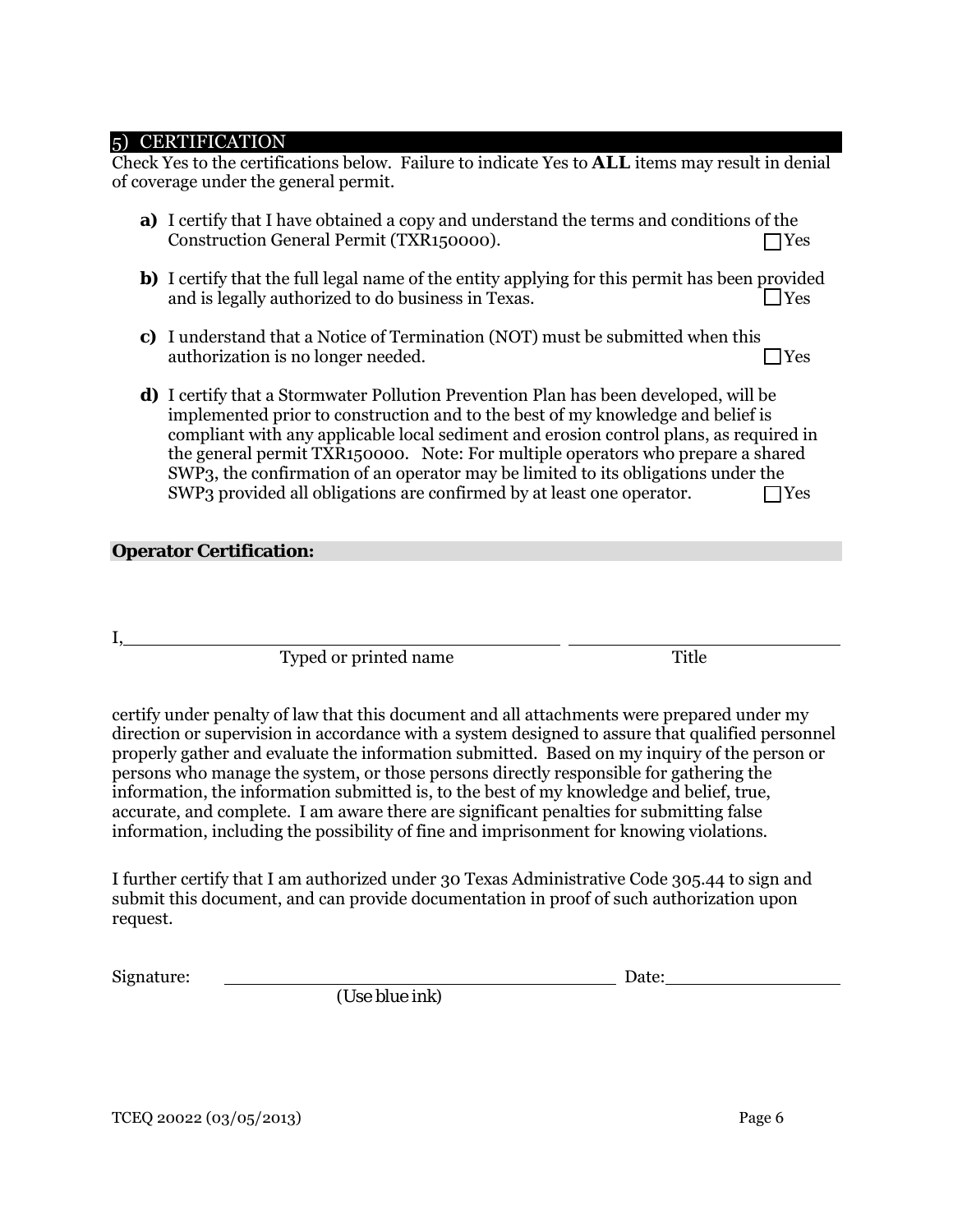## 5) CERTIFICATION

Check Yes to the certifications below. Failure to indicate Yes to **ALL** items may result in denial of coverage under the general permit.

**a)** I certify that I have obtained a copy and understand the terms and conditions of the Construction General Permit (TXR150000). ☐ Yes

**b)** I certify that the full legal name of the entity applying for this permit has been provided and is legally authorized to do business in Texas. ☐ Yes

**c)** I understand that a Notice of Termination (NOT) must be submitted when this authorization is no longer needed. ☐ Yes

**d)** I certify that a Stormwater Pollution Prevention Plan has been developed, will be implemented prior to construction and to the best of my knowledge and belief is compliant with any applicable local sediment and erosion control plans, as required in the general permit TXR150000. Note: For multiple operators who prepare a shared SWP3, the confirmation of an operator may be limited to its obligations under the SWP3 provided all obligations are confirmed by at least one operator. ☐ Yes

**Operator Certification:**

I, ________________________________________ ____________________________

Typed or printed name Title

certify under penalty of law that this document and all attachments were prepared under my direction or supervision in accordance with a system designed to assure that qualified personnel properly gather and evaluate the information submitted. Based on my inquiry of the person or persons who manage the system, or those persons directly responsible for gathering the information, the information submitted is, to the best of my knowledge and belief, true, accurate, and complete. I am aware there are significant penalties for submitting false information, including the possibility of fine and imprisonment for knowing violations.

I further certify that I am authorized under 30 Texas Administrative Code 305.44 to sign and submit this document, and can provide documentation in proof of such authorization upon request.

Signature: ________________________________________ Date: ________________

(Use blue ink)

TCEQ 20022 (03/05/2013)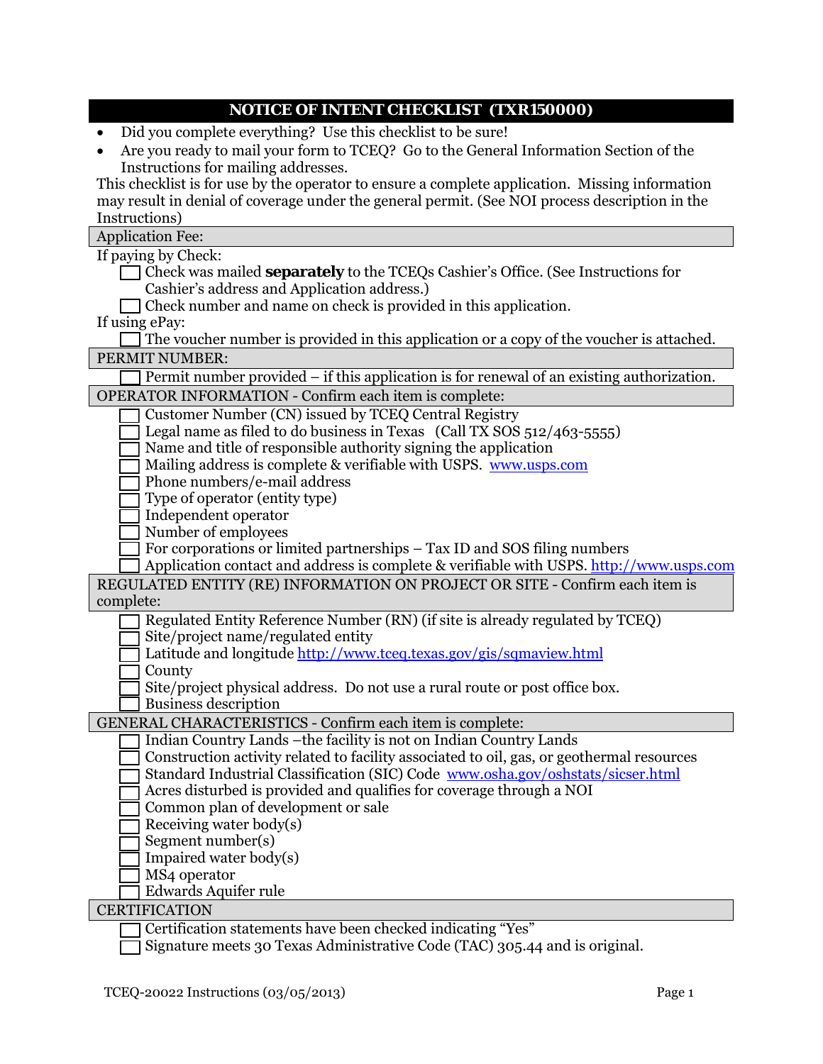# NOTICE OF INTENT CHECKLIST (TXR150000)

- Did you complete everything? Use this checklist to be sure!
- Are you ready to mail your form to TCEQ? Go to the General Information Section of the Instructions for mailing addresses.

This checklist is for use by the operator to ensure a complete application. Missing information may result in denial of coverage under the general permit. (See NOI process description in the Instructions)

## Application Fee:

If paying by Check:

- ☐ Check was mailed **separately** to the TCEQs Cashier's Office. (See Instructions for Cashier's address and Application address.)
- ☐ Check number and name on check is provided in this application.

If using ePay:

- ☐ The voucher number is provided in this application or a copy of the voucher is attached.

## PERMIT NUMBER:

- ☐ Permit number provided – if this application is for renewal of an existing authorization.

## OPERATOR INFORMATION - Confirm each item is complete:

- ☐ Customer Number (CN) issued by TCEQ Central Registry
- ☐ Legal name as filed to do business in Texas (Call TX SOS 512/463-5555)
- ☐ Name and title of responsible authority signing the application
- ☐ Mailing address is complete & verifiable with USPS. www.usps.com
- ☐ Phone numbers/e-mail address
- ☐ Type of operator (entity type)
- ☐ Independent operator
- ☐ Number of employees
- ☐ For corporations or limited partnerships – Tax ID and SOS filing numbers
- ☐ Application contact and address is complete & verifiable with USPS. http://www.usps.com

## REGULATED ENTITY (RE) INFORMATION ON PROJECT OR SITE - Confirm each item is complete:

- ☐ Regulated Entity Reference Number (RN) (if site is already regulated by TCEQ)
- ☐ Site/project name/regulated entity
- ☐ Latitude and longitude http://www.tceq.texas.gov/gis/sqmaview.html
- ☐ County
- ☐ Site/project physical address. Do not use a rural route or post office box.
- ☐ Business description

## GENERAL CHARACTERISTICS - Confirm each item is complete:

- ☐ Indian Country Lands –the facility is not on Indian Country Lands
- ☐ Construction activity related to facility associated to oil, gas, or geothermal resources
- ☐ Standard Industrial Classification (SIC) Code www.osha.gov/oshstats/sicser.html
- ☐ Acres disturbed is provided and qualifies for coverage through a NOI
- ☐ Common plan of development or sale
- ☐ Receiving water body(s)
- ☐ Segment number(s)
- ☐ Impaired water body(s)
- ☐ MS4 operator
- ☐ Edwards Aquifer rule

## CERTIFICATION

- ☐ Certification statements have been checked indicating "Yes"
- ☐ Signature meets 30 Texas Administrative Code (TAC) 305.44 and is original.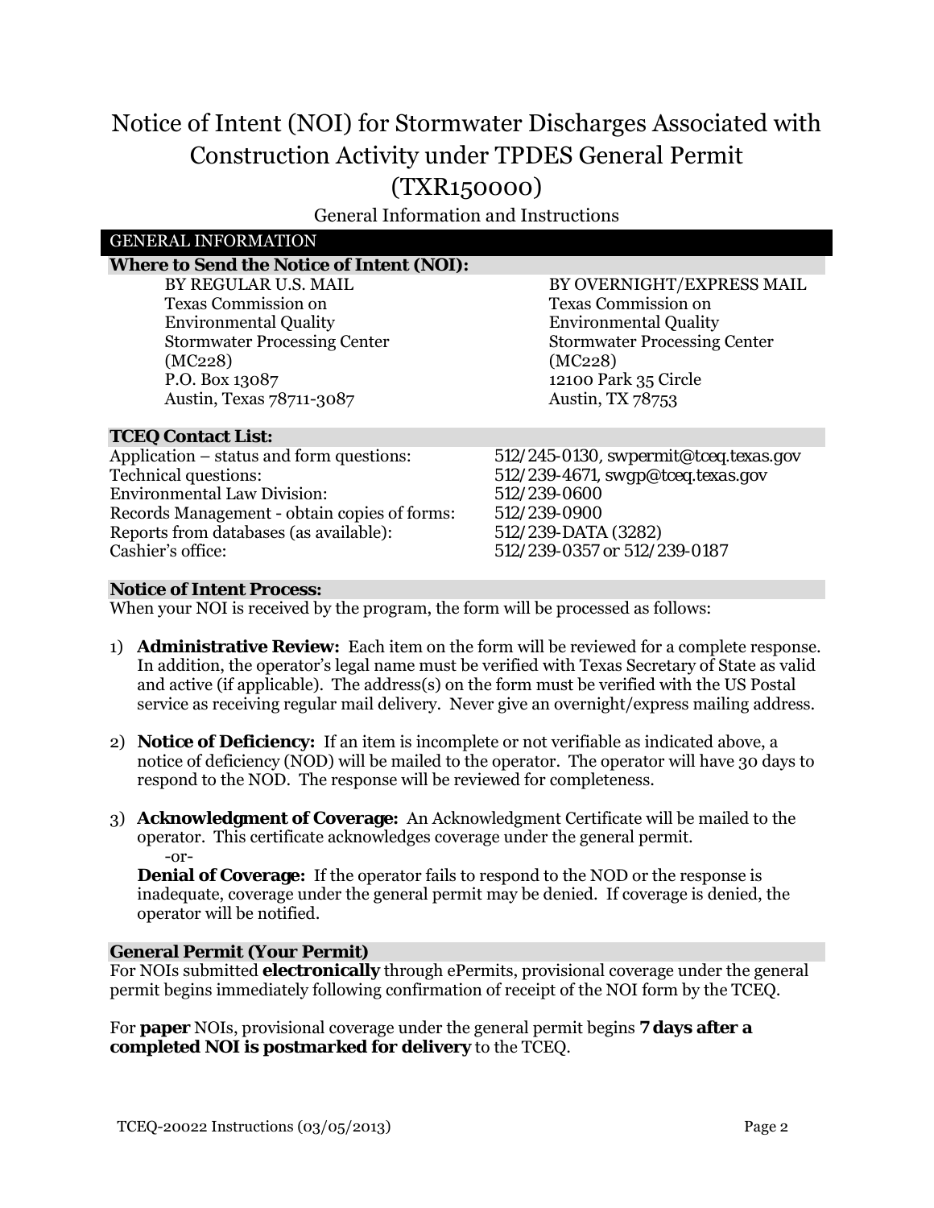# Notice of Intent (NOI) for Stormwater Discharges Associated with Construction Activity under TPDES General Permit (TXR150000)

General Information and Instructions

## GENERAL INFORMATION

### Where to Send the Notice of Intent (NOI):

| BY REGULAR U.S. MAIL | BY OVERNIGHT/EXPRESS MAIL |
|---|---|
| Texas Commission on Environmental Quality | Texas Commission on Environmental Quality |
| Stormwater Processing Center (MC228) | Stormwater Processing Center (MC228) |
| P.O. Box 13087 | 12100 Park 35 Circle |
| Austin, Texas 78711-3087 | Austin, TX 78753 |

### TCEQ Contact List:

| | |
|---|---|
| Application – status and form questions: | 512/245-0130, swpermit@tceq.texas.gov |
| Technical questions: | 512/239-4671, swgp@tceq.texas.gov |
| Environmental Law Division: | 512/239-0600 |
| Records Management - obtain copies of forms: | 512/239-0900 |
| Reports from databases (as available): | 512/239-DATA (3282) |
| Cashier's office: | 512/239-0357 or 512/239-0187 |

### Notice of Intent Process:

When your NOI is received by the program, the form will be processed as follows:

1) **Administrative Review:** Each item on the form will be reviewed for a complete response. In addition, the operator's legal name must be verified with Texas Secretary of State as valid and active (if applicable). The address(s) on the form must be verified with the US Postal service as receiving regular mail delivery. Never give an overnight/express mailing address.

2) **Notice of Deficiency:** If an item is incomplete or not verifiable as indicated above, a notice of deficiency (NOD) will be mailed to the operator. The operator will have 30 days to respond to the NOD. The response will be reviewed for completeness.

3) **Acknowledgment of Coverage:** An Acknowledgment Certificate will be mailed to the operator. This certificate acknowledges coverage under the general permit.

   -or-

   **Denial of Coverage:** If the operator fails to respond to the NOD or the response is inadequate, coverage under the general permit may be denied. If coverage is denied, the operator will be notified.

### General Permit (Your Permit)

For NOIs submitted **electronically** through ePermits, provisional coverage under the general permit begins immediately following confirmation of receipt of the NOI form by the TCEQ.

For **paper** NOIs, provisional coverage under the general permit begins **7 days after a completed NOI is postmarked for delivery** to the TCEQ.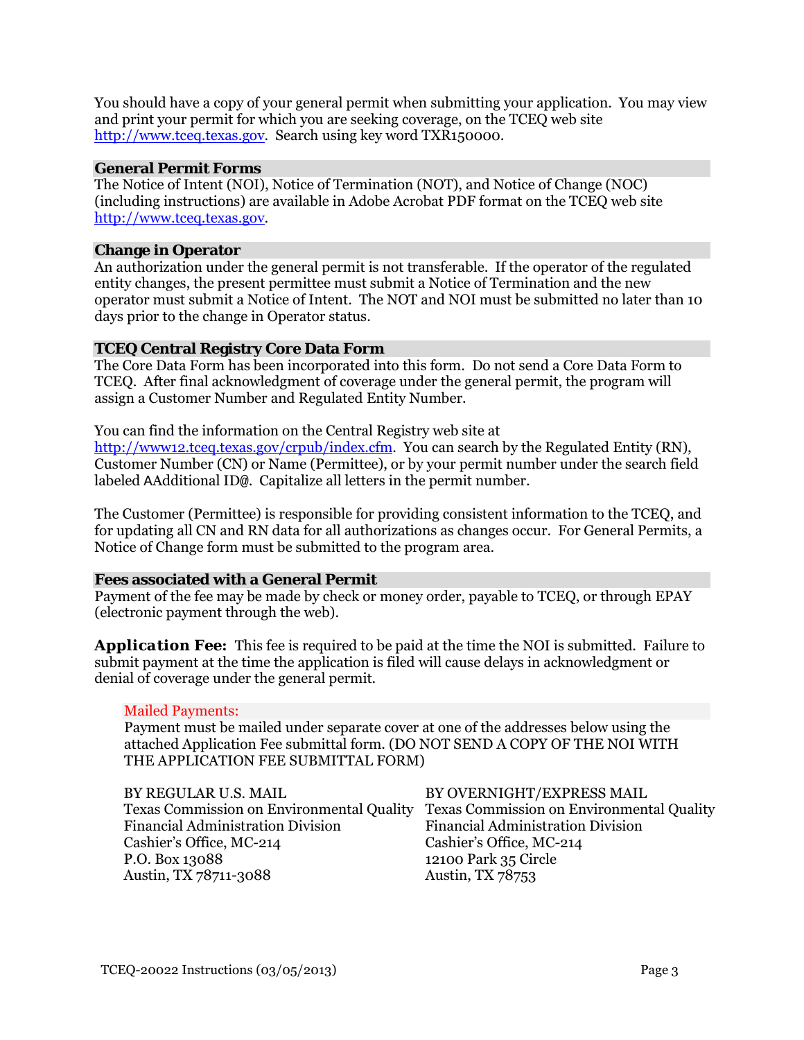You should have a copy of your general permit when submitting your application. You may view and print your permit for which you are seeking coverage, on the TCEQ web site http://www.tceq.texas.gov. Search using key word TXR150000.

## General Permit Forms

The Notice of Intent (NOI), Notice of Termination (NOT), and Notice of Change (NOC) (including instructions) are available in Adobe Acrobat PDF format on the TCEQ web site http://www.tceq.texas.gov.

## Change in Operator

An authorization under the general permit is not transferable. If the operator of the regulated entity changes, the present permittee must submit a Notice of Termination and the new operator must submit a Notice of Intent. The NOT and NOI must be submitted no later than 10 days prior to the change in Operator status.

## TCEQ Central Registry Core Data Form

The Core Data Form has been incorporated into this form. Do not send a Core Data Form to TCEQ. After final acknowledgment of coverage under the general permit, the program will assign a Customer Number and Regulated Entity Number.

You can find the information on the Central Registry web site at http://www12.tceq.texas.gov/crpub/index.cfm. You can search by the Regulated Entity (RN), Customer Number (CN) or Name (Permittee), or by your permit number under the search field labeled AAdditional ID@. Capitalize all letters in the permit number.

The Customer (Permittee) is responsible for providing consistent information to the TCEQ, and for updating all CN and RN data for all authorizations as changes occur. For General Permits, a Notice of Change form must be submitted to the program area.

## Fees associated with a General Permit

Payment of the fee may be made by check or money order, payable to TCEQ, or through EPAY (electronic payment through the web).

**Application Fee:** This fee is required to be paid at the time the NOI is submitted. Failure to submit payment at the time the application is filed will cause delays in acknowledgment or denial of coverage under the general permit.

### Mailed Payments:

Payment must be mailed under separate cover at one of the addresses below using the attached Application Fee submittal form. (DO NOT SEND A COPY OF THE NOI WITH THE APPLICATION FEE SUBMITTAL FORM)

BY REGULAR U.S. MAIL
Texas Commission on Environmental Quality
Financial Administration Division
Cashier's Office, MC-214
P.O. Box 13088
Austin, TX 78711-3088

BY OVERNIGHT/EXPRESS MAIL
Texas Commission on Environmental Quality
Financial Administration Division
Cashier's Office, MC-214
12100 Park 35 Circle
Austin, TX 78753

TCEQ-20022 Instructions (03/05/2013)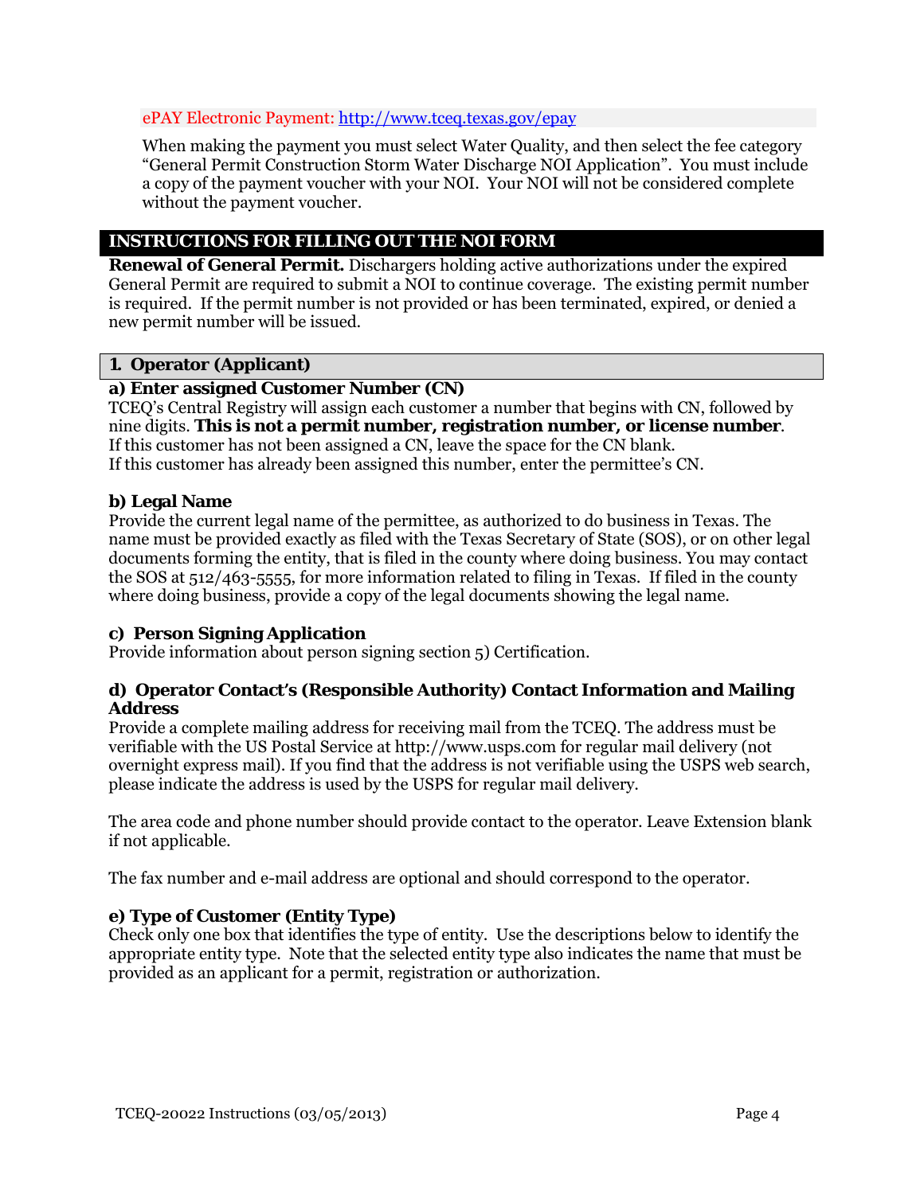ePAY Electronic Payment: http://www.tceq.texas.gov/epay

When making the payment you must select Water Quality, and then select the fee category "General Permit Construction Storm Water Discharge NOI Application". You must include a copy of the payment voucher with your NOI. Your NOI will not be considered complete without the payment voucher.

## INSTRUCTIONS FOR FILLING OUT THE NOI FORM

**Renewal of General Permit.** Dischargers holding active authorizations under the expired General Permit are required to submit a NOI to continue coverage. The existing permit number is required. If the permit number is not provided or has been terminated, expired, or denied a new permit number will be issued.

### 1. Operator (Applicant)

**a) Enter assigned Customer Number (CN)**

TCEQ's Central Registry will assign each customer a number that begins with CN, followed by nine digits. **This is not a permit number, registration number, or license number**.
If this customer has not been assigned a CN, leave the space for the CN blank.
If this customer has already been assigned this number, enter the permittee's CN.

**b) Legal Name**

Provide the current legal name of the permittee, as authorized to do business in Texas. The name must be provided exactly as filed with the Texas Secretary of State (SOS), or on other legal documents forming the entity, that is filed in the county where doing business. You may contact the SOS at 512/463-5555, for more information related to filing in Texas. If filed in the county where doing business, provide a copy of the legal documents showing the legal name.

**c) Person Signing Application**

Provide information about person signing section 5) Certification.

**d) Operator Contact's (Responsible Authority) Contact Information and Mailing Address**

Provide a complete mailing address for receiving mail from the TCEQ. The address must be verifiable with the US Postal Service at http://www.usps.com for regular mail delivery (not overnight express mail). If you find that the address is not verifiable using the USPS web search, please indicate the address is used by the USPS for regular mail delivery.

The area code and phone number should provide contact to the operator. Leave Extension blank if not applicable.

The fax number and e-mail address are optional and should correspond to the operator.

**e) Type of Customer (Entity Type)**

Check only one box that identifies the type of entity. Use the descriptions below to identify the appropriate entity type. Note that the selected entity type also indicates the name that must be provided as an applicant for a permit, registration or authorization.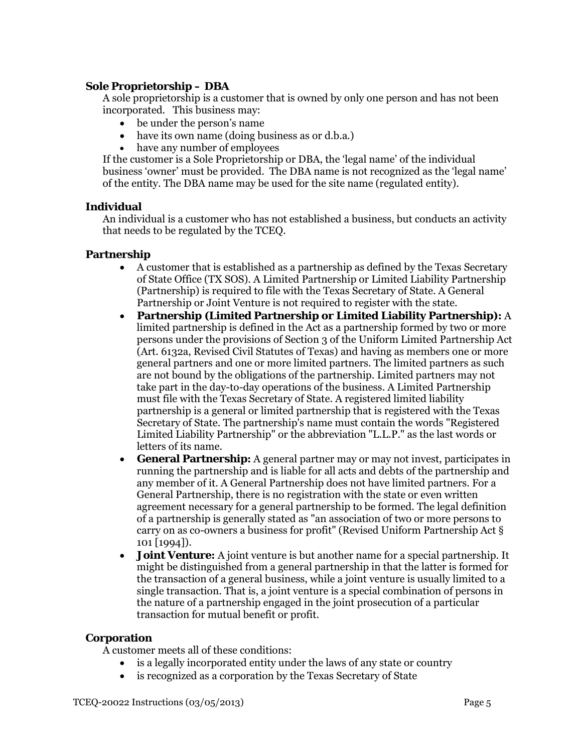**Sole Proprietorship – DBA**

A sole proprietorship is a customer that is owned by only one person and has not been incorporated. This business may:

- be under the person's name
- have its own name (doing business as or d.b.a.)
- have any number of employees

If the customer is a Sole Proprietorship or DBA, the 'legal name' of the individual business 'owner' must be provided. The DBA name is not recognized as the 'legal name' of the entity. The DBA name may be used for the site name (regulated entity).

**Individual**

An individual is a customer who has not established a business, but conducts an activity that needs to be regulated by the TCEQ.

**Partnership**

- A customer that is established as a partnership as defined by the Texas Secretary of State Office (TX SOS). A Limited Partnership or Limited Liability Partnership (Partnership) is required to file with the Texas Secretary of State. A General Partnership or Joint Venture is not required to register with the state.
- **Partnership (Limited Partnership or Limited Liability Partnership):** A limited partnership is defined in the Act as a partnership formed by two or more persons under the provisions of Section 3 of the Uniform Limited Partnership Act (Art. 6132a, Revised Civil Statutes of Texas) and having as members one or more general partners and one or more limited partners. The limited partners as such are not bound by the obligations of the partnership. Limited partners may not take part in the day-to-day operations of the business. A Limited Partnership must file with the Texas Secretary of State. A registered limited liability partnership is a general or limited partnership that is registered with the Texas Secretary of State. The partnership's name must contain the words "Registered Limited Liability Partnership" or the abbreviation "L.L.P." as the last words or letters of its name.
- **General Partnership:** A general partner may or may not invest, participates in running the partnership and is liable for all acts and debts of the partnership and any member of it. A General Partnership does not have limited partners. For a General Partnership, there is no registration with the state or even written agreement necessary for a general partnership to be formed. The legal definition of a partnership is generally stated as "an association of two or more persons to carry on as co-owners a business for profit" (Revised Uniform Partnership Act § 101 [1994]).
- **Joint Venture:** A joint venture is but another name for a special partnership. It might be distinguished from a general partnership in that the latter is formed for the transaction of a general business, while a joint venture is usually limited to a single transaction. That is, a joint venture is a special combination of persons in the nature of a partnership engaged in the joint prosecution of a particular transaction for mutual benefit or profit.

**Corporation**

A customer meets all of these conditions:

- is a legally incorporated entity under the laws of any state or country
- is recognized as a corporation by the Texas Secretary of State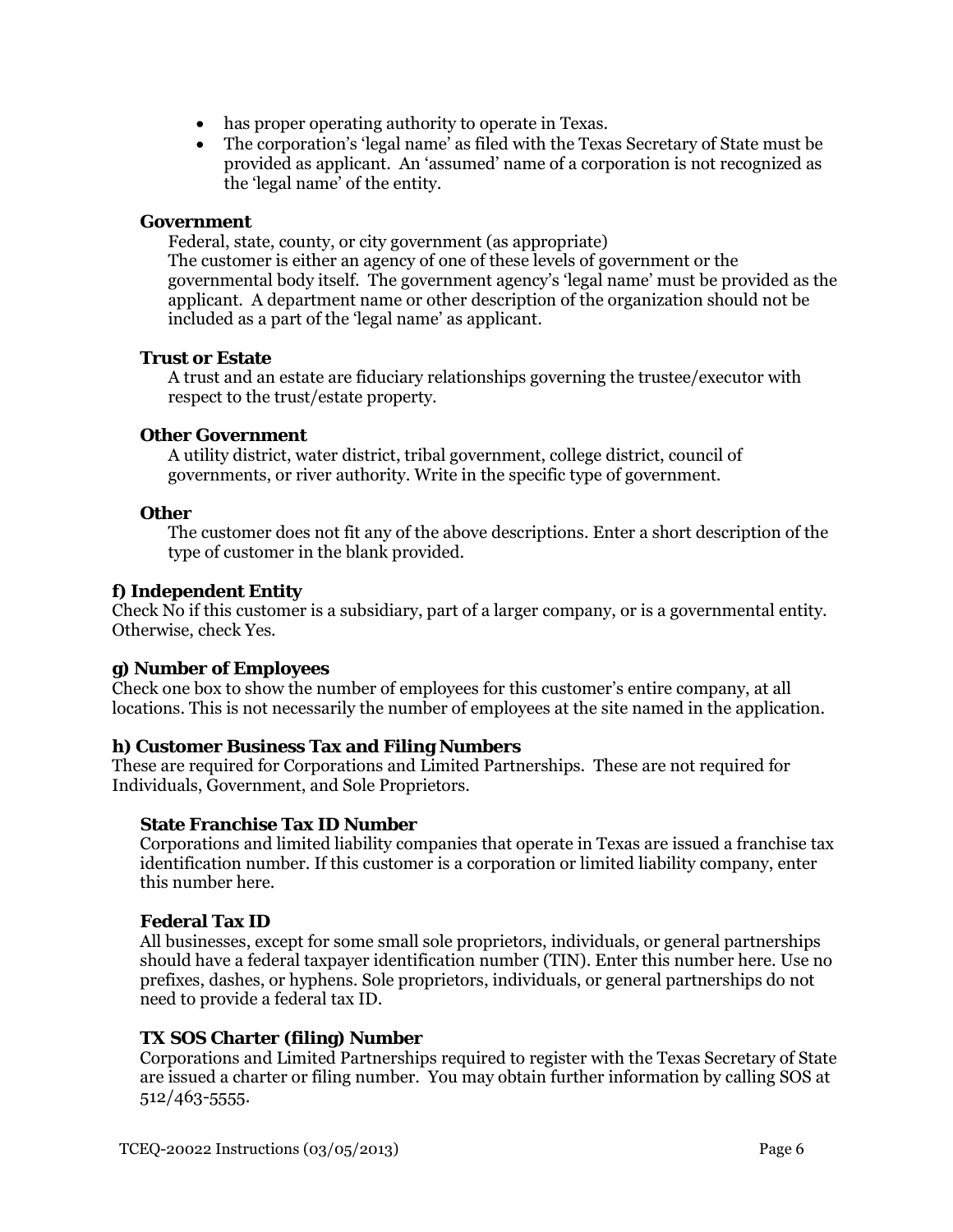- has proper operating authority to operate in Texas.
- The corporation's 'legal name' as filed with the Texas Secretary of State must be provided as applicant. An 'assumed' name of a corporation is not recognized as the 'legal name' of the entity.

**Government**

Federal, state, county, or city government (as appropriate)
The customer is either an agency of one of these levels of government or the governmental body itself. The government agency's 'legal name' must be provided as the applicant. A department name or other description of the organization should not be included as a part of the 'legal name' as applicant.

**Trust or Estate**

A trust and an estate are fiduciary relationships governing the trustee/executor with respect to the trust/estate property.

**Other Government**

A utility district, water district, tribal government, college district, council of governments, or river authority. Write in the specific type of government.

**Other**

The customer does not fit any of the above descriptions. Enter a short description of the type of customer in the blank provided.

### f) Independent Entity

Check No if this customer is a subsidiary, part of a larger company, or is a governmental entity. Otherwise, check Yes.

### g) Number of Employees

Check one box to show the number of employees for this customer's entire company, at all locations. This is not necessarily the number of employees at the site named in the application.

### h) Customer Business Tax and Filing Numbers

These are required for Corporations and Limited Partnerships. These are not required for Individuals, Government, and Sole Proprietors.

**State Franchise Tax ID Number**

Corporations and limited liability companies that operate in Texas are issued a franchise tax identification number. If this customer is a corporation or limited liability company, enter this number here.

**Federal Tax ID**

All businesses, except for some small sole proprietors, individuals, or general partnerships should have a federal taxpayer identification number (TIN). Enter this number here. Use no prefixes, dashes, or hyphens. Sole proprietors, individuals, or general partnerships do not need to provide a federal tax ID.

**TX SOS Charter (filing) Number**

Corporations and Limited Partnerships required to register with the Texas Secretary of State are issued a charter or filing number. You may obtain further information by calling SOS at 512/463-5555.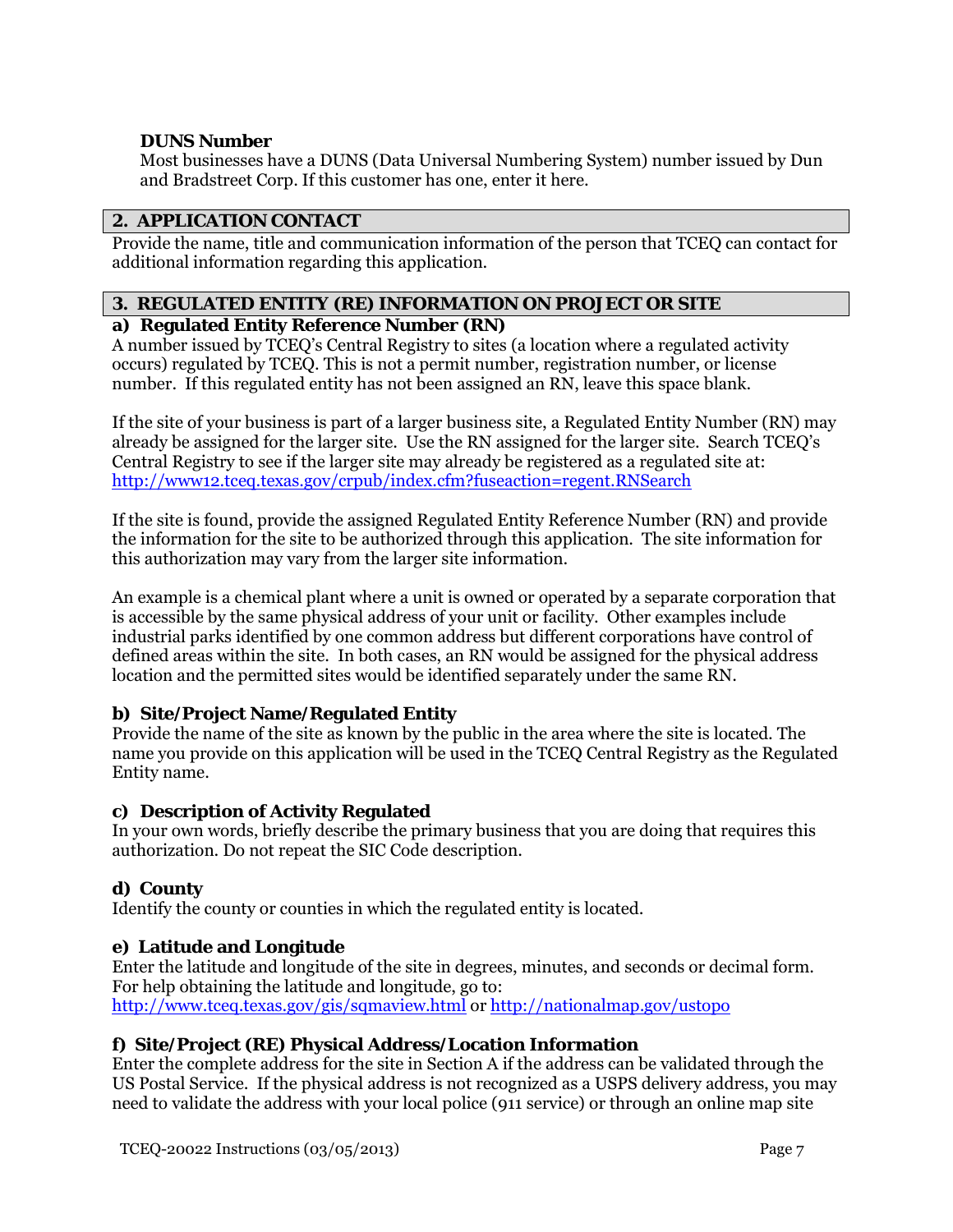**DUNS Number**
Most businesses have a DUNS (Data Universal Numbering System) number issued by Dun and Bradstreet Corp. If this customer has one, enter it here.

## 2. APPLICATION CONTACT

Provide the name, title and communication information of the person that TCEQ can contact for additional information regarding this application.

## 3. REGULATED ENTITY (RE) INFORMATION ON PROJECT OR SITE

### a) Regulated Entity Reference Number (RN)

A number issued by TCEQ's Central Registry to sites (a location where a regulated activity occurs) regulated by TCEQ. This is not a permit number, registration number, or license number. If this regulated entity has not been assigned an RN, leave this space blank.

If the site of your business is part of a larger business site, a Regulated Entity Number (RN) may already be assigned for the larger site. Use the RN assigned for the larger site. Search TCEQ's Central Registry to see if the larger site may already be registered as a regulated site at: http://www12.tceq.texas.gov/crpub/index.cfm?fuseaction=regent.RNSearch

If the site is found, provide the assigned Regulated Entity Reference Number (RN) and provide the information for the site to be authorized through this application. The site information for this authorization may vary from the larger site information.

An example is a chemical plant where a unit is owned or operated by a separate corporation that is accessible by the same physical address of your unit or facility. Other examples include industrial parks identified by one common address but different corporations have control of defined areas within the site. In both cases, an RN would be assigned for the physical address location and the permitted sites would be identified separately under the same RN.

### b) Site/Project Name/Regulated Entity

Provide the name of the site as known by the public in the area where the site is located. The name you provide on this application will be used in the TCEQ Central Registry as the Regulated Entity name.

### c) Description of Activity Regulated

In your own words, briefly describe the primary business that you are doing that requires this authorization. Do not repeat the SIC Code description.

### d) County

Identify the county or counties in which the regulated entity is located.

### e) Latitude and Longitude

Enter the latitude and longitude of the site in degrees, minutes, and seconds or decimal form. For help obtaining the latitude and longitude, go to: http://www.tceq.texas.gov/gis/sqmaview.html or http://nationalmap.gov/ustopo

### f) Site/Project (RE) Physical Address/Location Information

Enter the complete address for the site in Section A if the address can be validated through the US Postal Service. If the physical address is not recognized as a USPS delivery address, you may need to validate the address with your local police (911 service) or through an online map site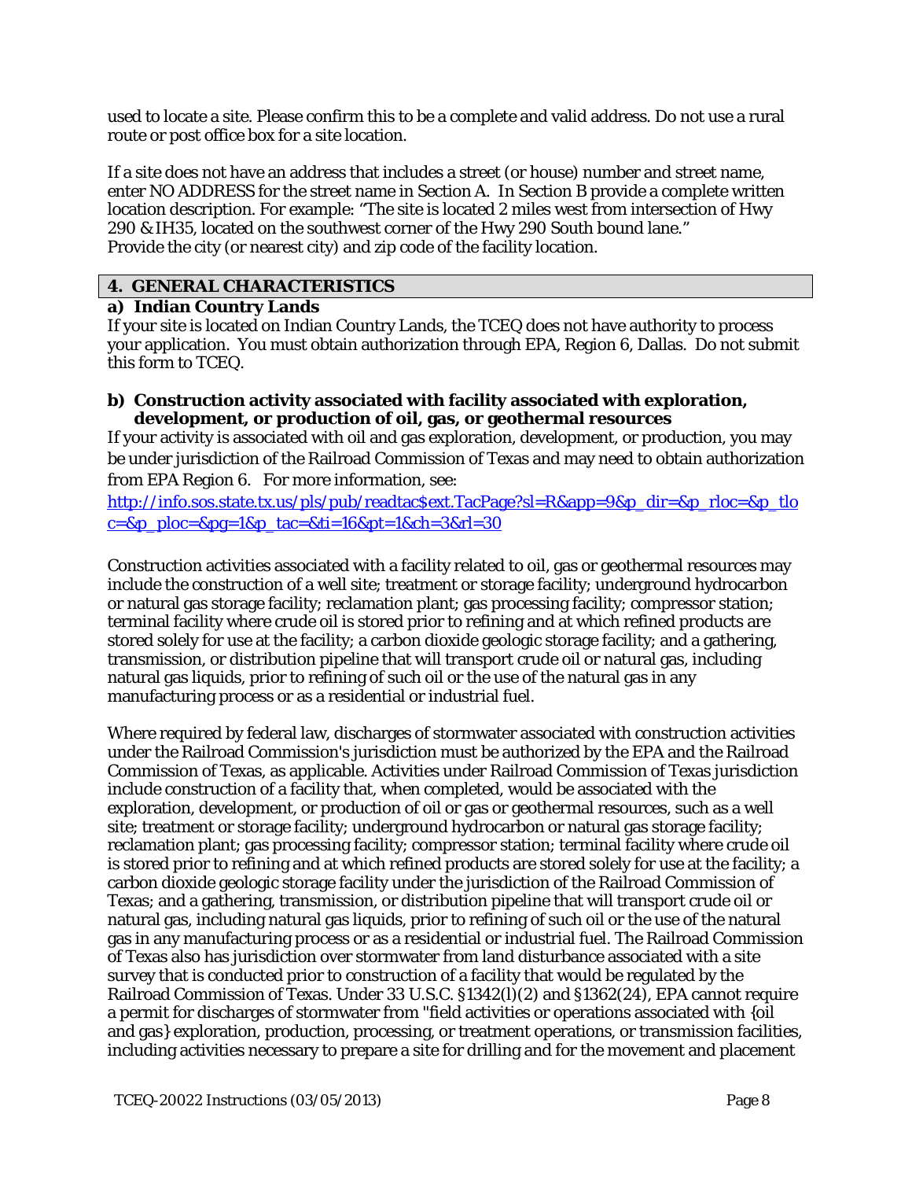used to locate a site. Please confirm this to be a complete and valid address. Do not use a rural route or post office box for a site location.

If a site does not have an address that includes a street (or house) number and street name, enter NO ADDRESS for the street name in Section A. In Section B provide a complete written location description. For example: "The site is located 2 miles west from intersection of Hwy 290 & IH35, located on the southwest corner of the Hwy 290 South bound lane." Provide the city (or nearest city) and zip code of the facility location.

## 4. GENERAL CHARACTERISTICS

### a) Indian Country Lands

If your site is located on Indian Country Lands, the TCEQ does not have authority to process your application. You must obtain authorization through EPA, Region 6, Dallas. Do not submit this form to TCEQ.

### b) Construction activity associated with facility associated with exploration, development, or production of oil, gas, or geothermal resources

If your activity is associated with oil and gas exploration, development, or production, you may be under jurisdiction of the Railroad Commission of Texas and may need to obtain authorization from EPA Region 6. For more information, see: [http://info.sos.state.tx.us/pls/pub/readtac$ext.TacPage?sl=R&app=9&p_dir=&p_rloc=&p_tloc=&p_ploc=&pg=1&p_tac=&ti=16&pt=1&ch=3&rl=30](http://info.sos.state.tx.us/pls/pub/readtac$ext.TacPage?sl=R&app=9&p_dir=&p_rloc=&p_tloc=&p_ploc=&pg=1&p_tac=&ti=16&pt=1&ch=3&rl=30)

Construction activities associated with a facility related to oil, gas or geothermal resources may include the construction of a well site; treatment or storage facility; underground hydrocarbon or natural gas storage facility; reclamation plant; gas processing facility; compressor station; terminal facility where crude oil is stored prior to refining and at which refined products are stored solely for use at the facility; a carbon dioxide geologic storage facility; and a gathering, transmission, or distribution pipeline that will transport crude oil or natural gas, including natural gas liquids, prior to refining of such oil or the use of the natural gas in any manufacturing process or as a residential or industrial fuel.

Where required by federal law, discharges of stormwater associated with construction activities under the Railroad Commission's jurisdiction must be authorized by the EPA and the Railroad Commission of Texas, as applicable. Activities under Railroad Commission of Texas jurisdiction include construction of a facility that, when completed, would be associated with the exploration, development, or production of oil or gas or geothermal resources, such as a well site; treatment or storage facility; underground hydrocarbon or natural gas storage facility; reclamation plant; gas processing facility; compressor station; terminal facility where crude oil is stored prior to refining and at which refined products are stored solely for use at the facility; a carbon dioxide geologic storage facility under the jurisdiction of the Railroad Commission of Texas; and a gathering, transmission, or distribution pipeline that will transport crude oil or natural gas, including natural gas liquids, prior to refining of such oil or the use of the natural gas in any manufacturing process or as a residential or industrial fuel. The Railroad Commission of Texas also has jurisdiction over stormwater from land disturbance associated with a site survey that is conducted prior to construction of a facility that would be regulated by the Railroad Commission of Texas. Under 33 U.S.C. §1342(l)(2) and §1362(24), EPA cannot require a permit for discharges of stormwater from "field activities or operations associated with {oil and gas} exploration, production, processing, or treatment operations, or transmission facilities, including activities necessary to prepare a site for drilling and for the movement and placement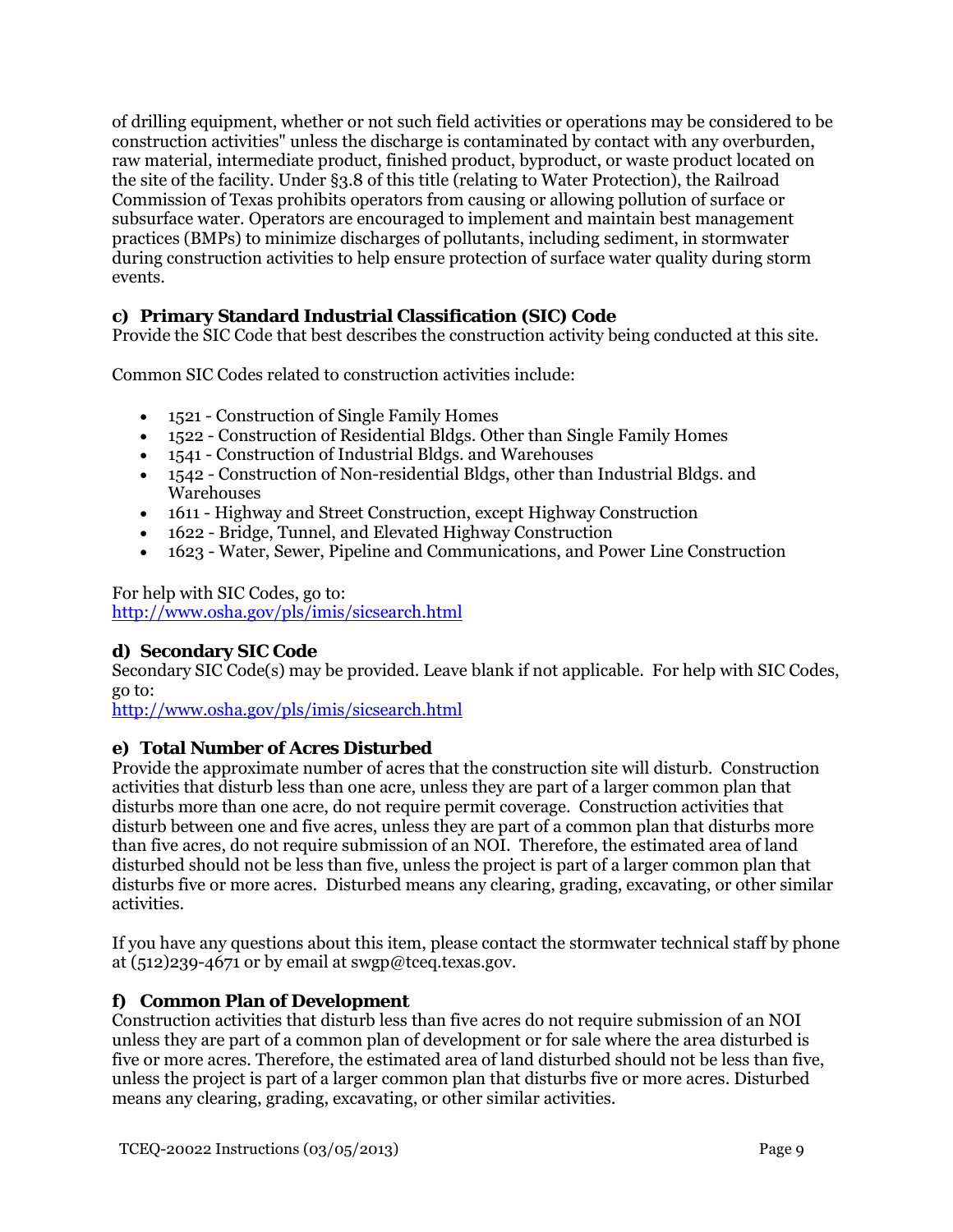of drilling equipment, whether or not such field activities or operations may be considered to be construction activities" unless the discharge is contaminated by contact with any overburden, raw material, intermediate product, finished product, byproduct, or waste product located on the site of the facility. Under §3.8 of this title (relating to Water Protection), the Railroad Commission of Texas prohibits operators from causing or allowing pollution of surface or subsurface water. Operators are encouraged to implement and maintain best management practices (BMPs) to minimize discharges of pollutants, including sediment, in stormwater during construction activities to help ensure protection of surface water quality during storm events.

### c) Primary Standard Industrial Classification (SIC) Code

Provide the SIC Code that best describes the construction activity being conducted at this site.

Common SIC Codes related to construction activities include:

- 1521 - Construction of Single Family Homes
- 1522 - Construction of Residential Bldgs. Other than Single Family Homes
- 1541 - Construction of Industrial Bldgs. and Warehouses
- 1542 - Construction of Non-residential Bldgs, other than Industrial Bldgs. and Warehouses
- 1611 - Highway and Street Construction, except Highway Construction
- 1622 - Bridge, Tunnel, and Elevated Highway Construction
- 1623 - Water, Sewer, Pipeline and Communications, and Power Line Construction

For help with SIC Codes, go to:
http://www.osha.gov/pls/imis/sicsearch.html

### d) Secondary SIC Code

Secondary SIC Code(s) may be provided. Leave blank if not applicable. For help with SIC Codes, go to:
http://www.osha.gov/pls/imis/sicsearch.html

### e) Total Number of Acres Disturbed

Provide the approximate number of acres that the construction site will disturb. Construction activities that disturb less than one acre, unless they are part of a larger common plan that disturbs more than one acre, do not require permit coverage. Construction activities that disturb between one and five acres, unless they are part of a common plan that disturbs more than five acres, do not require submission of an NOI. Therefore, the estimated area of land disturbed should not be less than five, unless the project is part of a larger common plan that disturbs five or more acres. Disturbed means any clearing, grading, excavating, or other similar activities.

If you have any questions about this item, please contact the stormwater technical staff by phone at (512)239-4671 or by email at swgp@tceq.texas.gov.

### f) Common Plan of Development

Construction activities that disturb less than five acres do not require submission of an NOI unless they are part of a common plan of development or for sale where the area disturbed is five or more acres. Therefore, the estimated area of land disturbed should not be less than five, unless the project is part of a larger common plan that disturbs five or more acres. Disturbed means any clearing, grading, excavating, or other similar activities.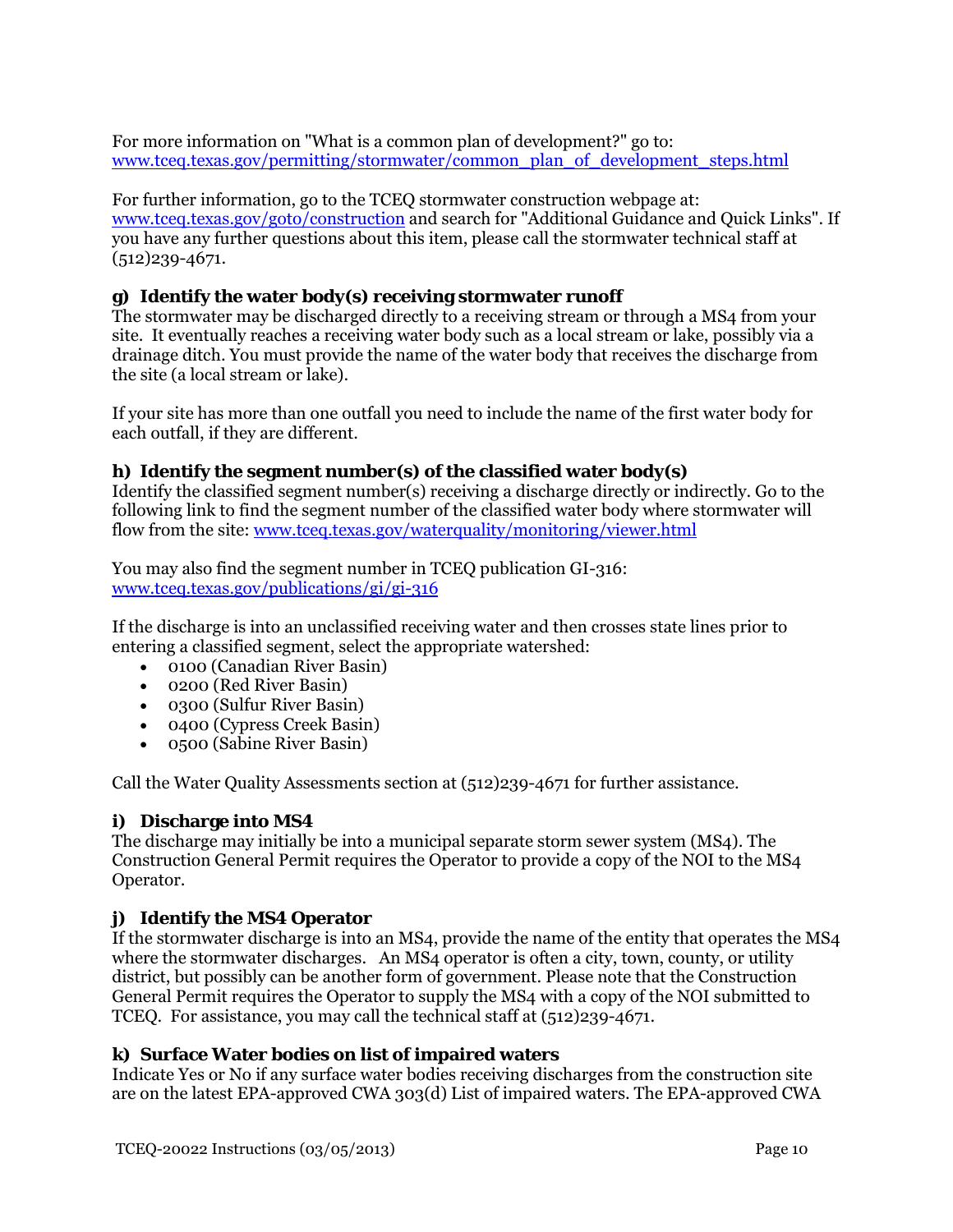For more information on "What is a common plan of development?" go to: [www.tceq.texas.gov/permitting/stormwater/common_plan_of_development_steps.html](www.tceq.texas.gov/permitting/stormwater/common_plan_of_development_steps.html)

For further information, go to the TCEQ stormwater construction webpage at: [www.tceq.texas.gov/goto/construction](www.tceq.texas.gov/goto/construction) and search for "Additional Guidance and Quick Links". If you have any further questions about this item, please call the stormwater technical staff at (512)239-4671.

### g) Identify the water body(s) receiving stormwater runoff

The stormwater may be discharged directly to a receiving stream or through a MS4 from your site. It eventually reaches a receiving water body such as a local stream or lake, possibly via a drainage ditch. You must provide the name of the water body that receives the discharge from the site (a local stream or lake).

If your site has more than one outfall you need to include the name of the first water body for each outfall, if they are different.

### h) Identify the segment number(s) of the classified water body(s)

Identify the classified segment number(s) receiving a discharge directly or indirectly. Go to the following link to find the segment number of the classified water body where stormwater will flow from the site: [www.tceq.texas.gov/waterquality/monitoring/viewer.html](www.tceq.texas.gov/waterquality/monitoring/viewer.html)

You may also find the segment number in TCEQ publication GI-316: [www.tceq.texas.gov/publications/gi/gi-316](www.tceq.texas.gov/publications/gi/gi-316)

If the discharge is into an unclassified receiving water and then crosses state lines prior to entering a classified segment, select the appropriate watershed:

- 0100 (Canadian River Basin)
- 0200 (Red River Basin)
- 0300 (Sulfur River Basin)
- 0400 (Cypress Creek Basin)
- 0500 (Sabine River Basin)

Call the Water Quality Assessments section at (512)239-4671 for further assistance.

### i) Discharge into MS4

The discharge may initially be into a municipal separate storm sewer system (MS4). The Construction General Permit requires the Operator to provide a copy of the NOI to the MS4 Operator.

### j) Identify the MS4 Operator

If the stormwater discharge is into an MS4, provide the name of the entity that operates the MS4 where the stormwater discharges. An MS4 operator is often a city, town, county, or utility district, but possibly can be another form of government. Please note that the Construction General Permit requires the Operator to supply the MS4 with a copy of the NOI submitted to TCEQ. For assistance, you may call the technical staff at (512)239-4671.

### k) Surface Water bodies on list of impaired waters

Indicate Yes or No if any surface water bodies receiving discharges from the construction site are on the latest EPA-approved CWA 303(d) List of impaired waters. The EPA-approved CWA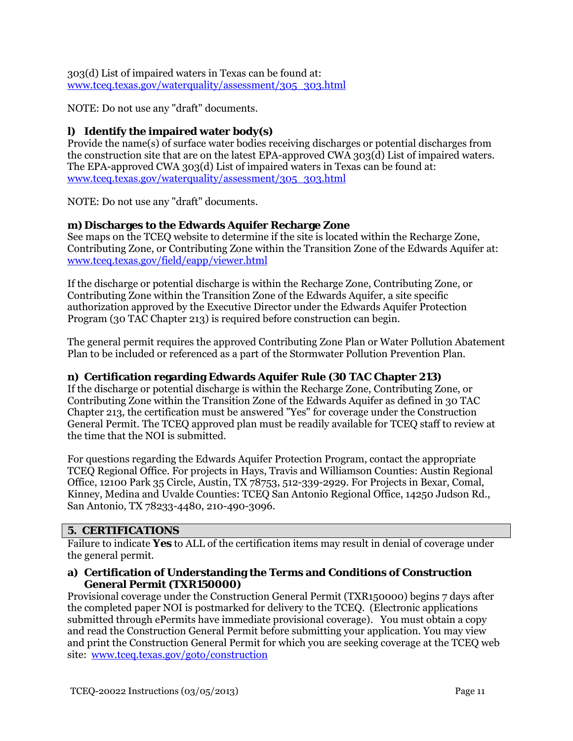303(d) List of impaired waters in Texas can be found at: www.tceq.texas.gov/waterquality/assessment/305_303.html

NOTE: Do not use any "draft" documents.

**l) Identify the impaired water body(s)**

Provide the name(s) of surface water bodies receiving discharges or potential discharges from the construction site that are on the latest EPA-approved CWA 303(d) List of impaired waters. The EPA-approved CWA 303(d) List of impaired waters in Texas can be found at: www.tceq.texas.gov/waterquality/assessment/305_303.html

NOTE: Do not use any "draft" documents.

**m) Discharges to the Edwards Aquifer Recharge Zone**

See maps on the TCEQ website to determine if the site is located within the Recharge Zone, Contributing Zone, or Contributing Zone within the Transition Zone of the Edwards Aquifer at: www.tceq.texas.gov/field/eapp/viewer.html

If the discharge or potential discharge is within the Recharge Zone, Contributing Zone, or Contributing Zone within the Transition Zone of the Edwards Aquifer, a site specific authorization approved by the Executive Director under the Edwards Aquifer Protection Program (30 TAC Chapter 213) is required before construction can begin.

The general permit requires the approved Contributing Zone Plan or Water Pollution Abatement Plan to be included or referenced as a part of the Stormwater Pollution Prevention Plan.

**n) Certification regarding Edwards Aquifer Rule (30 TAC Chapter 213)**

If the discharge or potential discharge is within the Recharge Zone, Contributing Zone, or Contributing Zone within the Transition Zone of the Edwards Aquifer as defined in 30 TAC Chapter 213, the certification must be answered "Yes" for coverage under the Construction General Permit. The TCEQ approved plan must be readily available for TCEQ staff to review at the time that the NOI is submitted.

For questions regarding the Edwards Aquifer Protection Program, contact the appropriate TCEQ Regional Office. For projects in Hays, Travis and Williamson Counties: Austin Regional Office, 12100 Park 35 Circle, Austin, TX 78753, 512-339-2929. For Projects in Bexar, Comal, Kinney, Medina and Uvalde Counties: TCEQ San Antonio Regional Office, 14250 Judson Rd., San Antonio, TX 78233-4480, 210-490-3096.

## 5. CERTIFICATIONS

Failure to indicate **Yes** to ALL of the certification items may result in denial of coverage under the general permit.

**a) Certification of Understanding the Terms and Conditions of Construction General Permit (TXR150000)**

Provisional coverage under the Construction General Permit (TXR150000) begins 7 days after the completed paper NOI is postmarked for delivery to the TCEQ. (Electronic applications submitted through ePermits have immediate provisional coverage). You must obtain a copy and read the Construction General Permit before submitting your application. You may view and print the Construction General Permit for which you are seeking coverage at the TCEQ web site: www.tceq.texas.gov/goto/construction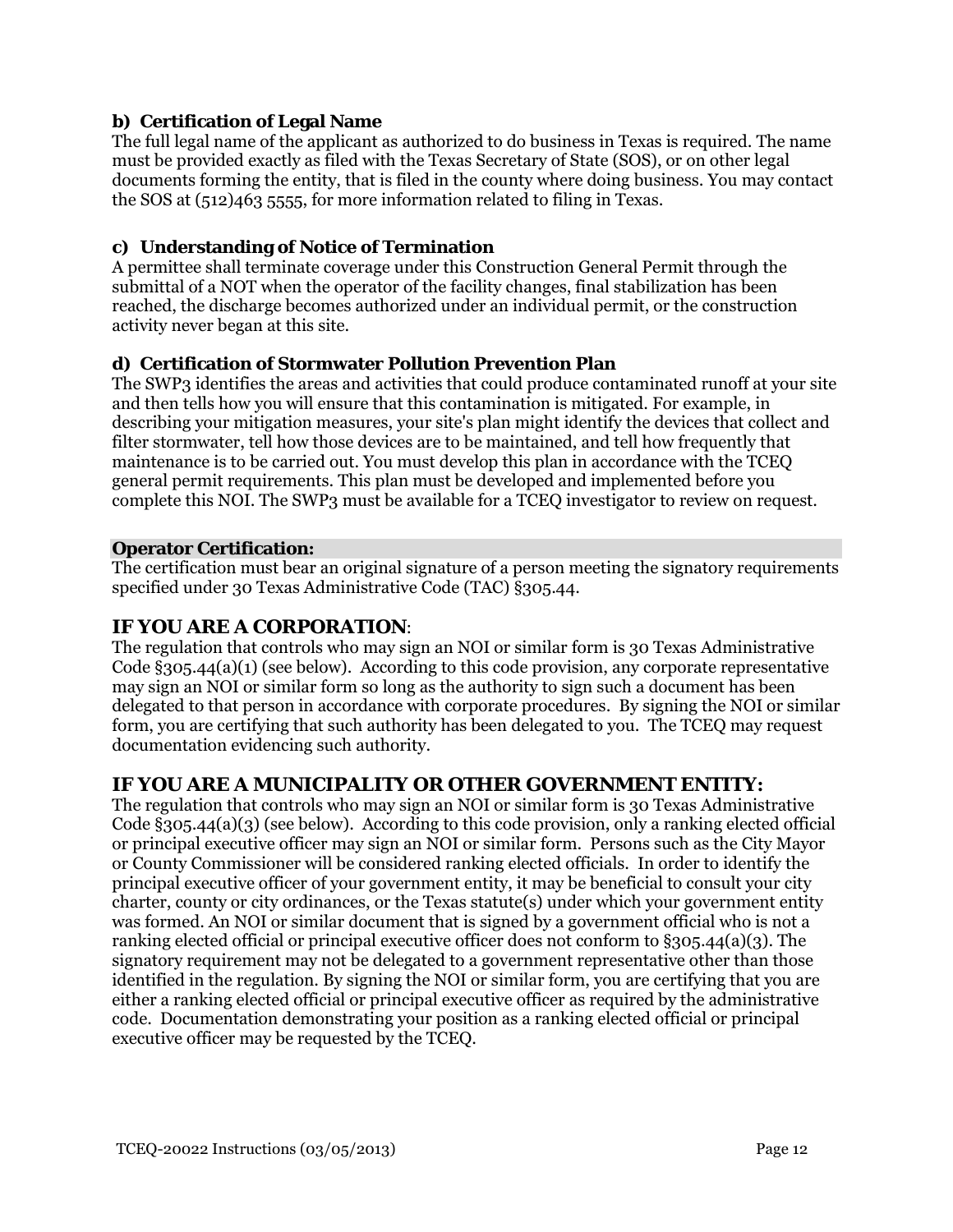**b) Certification of Legal Name**

The full legal name of the applicant as authorized to do business in Texas is required. The name must be provided exactly as filed with the Texas Secretary of State (SOS), or on other legal documents forming the entity, that is filed in the county where doing business. You may contact the SOS at (512)463 5555, for more information related to filing in Texas.

**c) Understanding of Notice of Termination**

A permittee shall terminate coverage under this Construction General Permit through the submittal of a NOT when the operator of the facility changes, final stabilization has been reached, the discharge becomes authorized under an individual permit, or the construction activity never began at this site.

**d) Certification of Stormwater Pollution Prevention Plan**

The SWP3 identifies the areas and activities that could produce contaminated runoff at your site and then tells how you will ensure that this contamination is mitigated. For example, in describing your mitigation measures, your site's plan might identify the devices that collect and filter stormwater, tell how those devices are to be maintained, and tell how frequently that maintenance is to be carried out. You must develop this plan in accordance with the TCEQ general permit requirements. This plan must be developed and implemented before you complete this NOI. The SWP3 must be available for a TCEQ investigator to review on request.

**Operator Certification:**

The certification must bear an original signature of a person meeting the signatory requirements specified under 30 Texas Administrative Code (TAC) §305.44.

## IF YOU ARE A CORPORATION:

The regulation that controls who may sign an NOI or similar form is 30 Texas Administrative Code §305.44(a)(1) (see below). According to this code provision, any corporate representative may sign an NOI or similar form so long as the authority to sign such a document has been delegated to that person in accordance with corporate procedures. By signing the NOI or similar form, you are certifying that such authority has been delegated to you. The TCEQ may request documentation evidencing such authority.

## IF YOU ARE A MUNICIPALITY OR OTHER GOVERNMENT ENTITY:

The regulation that controls who may sign an NOI or similar form is 30 Texas Administrative Code §305.44(a)(3) (see below). According to this code provision, only a ranking elected official or principal executive officer may sign an NOI or similar form. Persons such as the City Mayor or County Commissioner will be considered ranking elected officials. In order to identify the principal executive officer of your government entity, it may be beneficial to consult your city charter, county or city ordinances, or the Texas statute(s) under which your government entity was formed. An NOI or similar document that is signed by a government official who is not a ranking elected official or principal executive officer does not conform to §305.44(a)(3). The signatory requirement may not be delegated to a government representative other than those identified in the regulation. By signing the NOI or similar form, you are certifying that you are either a ranking elected official or principal executive officer as required by the administrative code. Documentation demonstrating your position as a ranking elected official or principal executive officer may be requested by the TCEQ.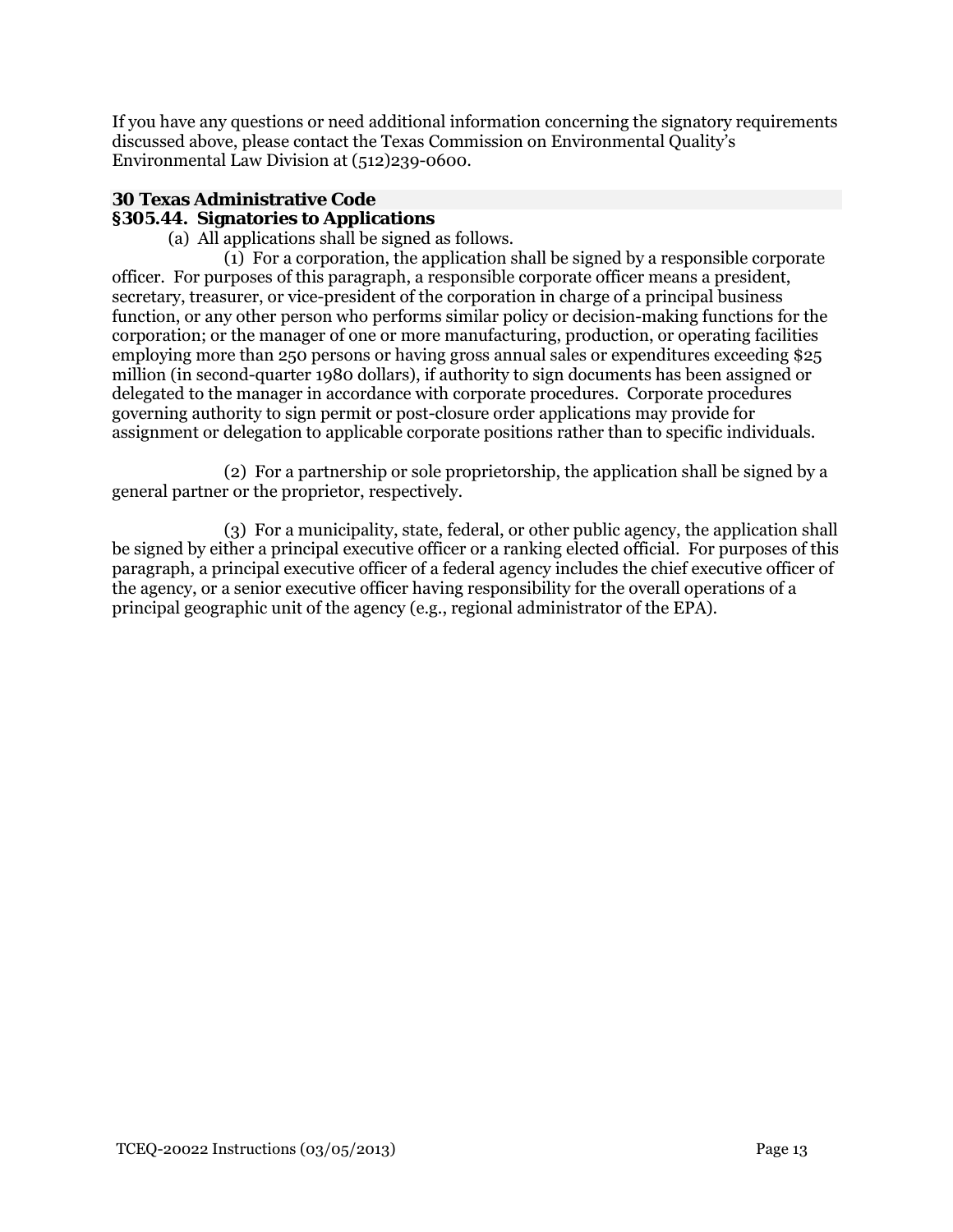If you have any questions or need additional information concerning the signatory requirements discussed above, please contact the Texas Commission on Environmental Quality's Environmental Law Division at (512)239-0600.

## 30 Texas Administrative Code

### §305.44. Signatories to Applications

(a) All applications shall be signed as follows.

(1) For a corporation, the application shall be signed by a responsible corporate officer. For purposes of this paragraph, a responsible corporate officer means a president, secretary, treasurer, or vice-president of the corporation in charge of a principal business function, or any other person who performs similar policy or decision-making functions for the corporation; or the manager of one or more manufacturing, production, or operating facilities employing more than 250 persons or having gross annual sales or expenditures exceeding $25 million (in second-quarter 1980 dollars), if authority to sign documents has been assigned or delegated to the manager in accordance with corporate procedures. Corporate procedures governing authority to sign permit or post-closure order applications may provide for assignment or delegation to applicable corporate positions rather than to specific individuals.

(2) For a partnership or sole proprietorship, the application shall be signed by a general partner or the proprietor, respectively.

(3) For a municipality, state, federal, or other public agency, the application shall be signed by either a principal executive officer or a ranking elected official. For purposes of this paragraph, a principal executive officer of a federal agency includes the chief executive officer of the agency, or a senior executive officer having responsibility for the overall operations of a principal geographic unit of the agency (e.g., regional administrator of the EPA).

TCEQ-20022 Instructions (03/05/2013)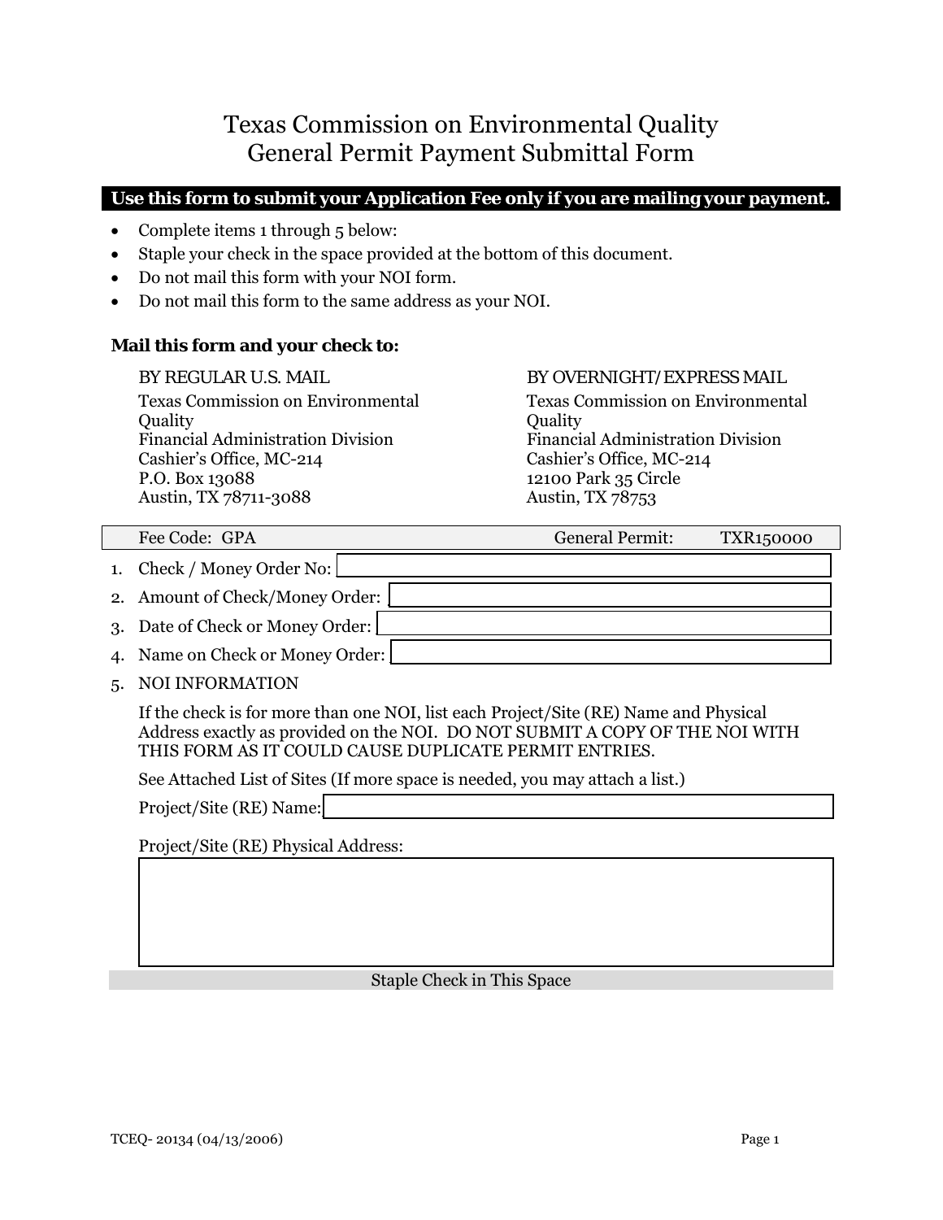# Texas Commission on Environmental Quality
# General Permit Payment Submittal Form

**Use this form to submit your Application Fee only if you are mailing your payment.**

- Complete items 1 through 5 below:
- Staple your check in the space provided at the bottom of this document.
- Do not mail this form with your NOI form.
- Do not mail this form to the same address as your NOI.

**Mail this form and your check to:**

BY REGULAR U.S. MAIL
Texas Commission on Environmental Quality
Financial Administration Division
Cashier's Office, MC-214
P.O. Box 13088
Austin, TX 78711-3088

BY OVERNIGHT/EXPRESS MAIL
Texas Commission on Environmental Quality
Financial Administration Division
Cashier's Office, MC-214
12100 Park 35 Circle
Austin, TX 78753

Fee Code: GPA    General Permit: TXR150000

1. Check / Money Order No:
2. Amount of Check/Money Order:
3. Date of Check or Money Order:
4. Name on Check or Money Order:
5. NOI INFORMATION

   If the check is for more than one NOI, list each Project/Site (RE) Name and Physical Address exactly as provided on the NOI. DO NOT SUBMIT A COPY OF THE NOI WITH THIS FORM AS IT COULD CAUSE DUPLICATE PERMIT ENTRIES.

   See Attached List of Sites (If more space is needed, you may attach a list.)

   Project/Site (RE) Name:

   Project/Site (RE) Physical Address:

Staple Check in This Space

TCEQ- 20134 (04/13/2006)